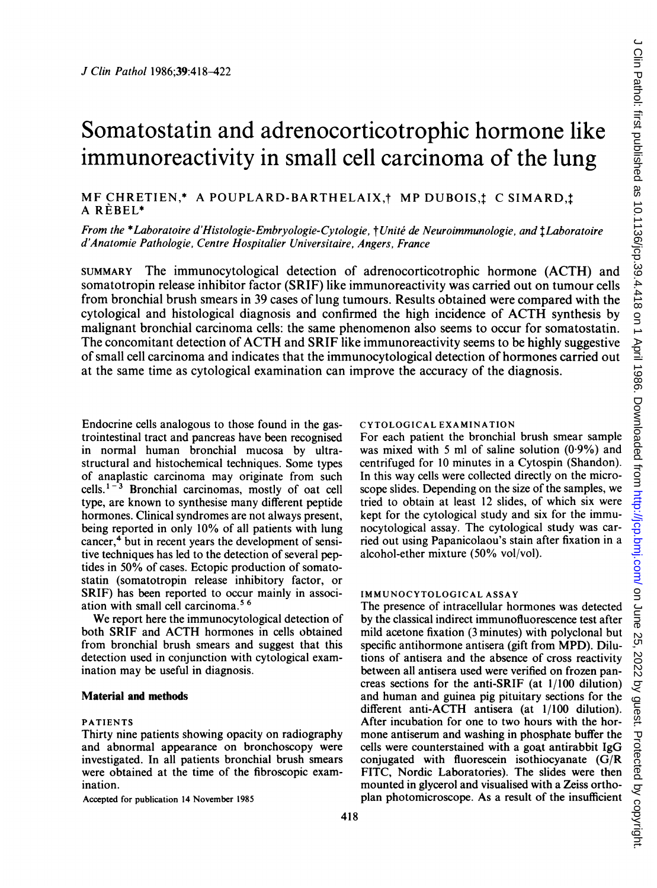# Somatostatin and adrenocorticotrophic hormone like immunoreactivity in small cell carcinoma of the lung

MF CHRETIEN,* A POUPLARD-BARTHELAIX,† MP DUBOIS,‡ C SIMARD,‡ A RÈBEL*

*From the \*Laboratoire d'Histologie-Embryologie-Cytologie, †Unité de Neuroimmunologie, and ‡Laboratoire d'Anatomie Pathologie, Centre Hospitalier Universitaire, Angers, France*

SUMMARY The immunocytological detection of adrenocorticotrophic hormone (ACTH) and somatotropin release inhibitor factor (SRIF) like immunoreactivity was carried out on tumour cells from bronchial brush smears in 39 cases of lung tumours. Results obtained were compared with the cytological and histological diagnosis and confirmed the high incidence of ACTH synthesis by malignant bronchial carcinoma cells: the same phenomenon also seems to occur for somatostatin. The concomitant detection of ACTH and SRIF like immunoreactivity seems to be highly suggestive of small cell carcinoma and indicates that the immunocytological detection of hormones carried out at the same time as cytological examination can improve the accuracy of the diagnosis.

Endocrine cells analogous to those found in the gastrointestinal tract and pancreas have been recognised in normal human bronchial mucosa by ultrastructural and histochemical techniques. Some types of anaplastic carcinoma may originate from such cells.[1-3] Bronchial carcinomas, mostly of oat cell type, are known to synthesise many different peptide hormones. Clinical syndromes are not always present, being reported in only 10% of all patients with lung cancer,[4] but in recent years the development of sensitive techniques has led to the detection of several peptides in 50% of cases. Ectopic production of somatostatin (somatotropin release inhibitory factor, or SRIF) has been reported to occur mainly in association with small cell carcinoma.[5 6]

We report here the immunocytological detection of both SRIF and ACTH hormones in cells obtained from bronchial brush smears and suggest that this detection used in conjunction with cytological examination may be useful in diagnosis.

## Material and methods

### PATIENTS

Thirty nine patients showing opacity on radiography and abnormal appearance on bronchoscopy were investigated. In all patients bronchial brush smears were obtained at the time of the fibroscopic examination.

Accepted for publication 14 November 1985

### CYTOLOGICAL EXAMINATION

For each patient the bronchial brush smear sample was mixed with 5 ml of saline solution (0·9%) and centrifuged for 10 minutes in a Cytospin (Shandon). In this way cells were collected directly on the microscope slides. Depending on the size of the samples, we tried to obtain at least 12 slides, of which six were kept for the cytological study and six for the immunocytological assay. The cytological study was carried out using Papanicolaou's stain after fixation in a alcohol-ether mixture (50% vol/vol).

### IMMUNOCYTOLOGICAL ASSAY

The presence of intracellular hormones was detected by the classical indirect immunofluorescence test after mild acetone fixation (3 minutes) with polyclonal but specific antihormone antisera (gift from MPD). Dilutions of antisera and the absence of cross reactivity between all antisera used were verified on frozen pancreas sections for the anti-SRIF (at 1/100 dilution) and human and guinea pig pituitary sections for the different anti-ACTH antisera (at 1/100 dilution). After incubation for one to two hours with the hormone antiserum and washing in phosphate buffer the cells were counterstained with a goat antirabbit IgG conjugated with fluorescein isothiocyanate (G/R FITC, Nordic Laboratories). The slides were then mounted in glycerol and visualised with a Zeiss orthoplan photomicroscope. As a result of the insufficient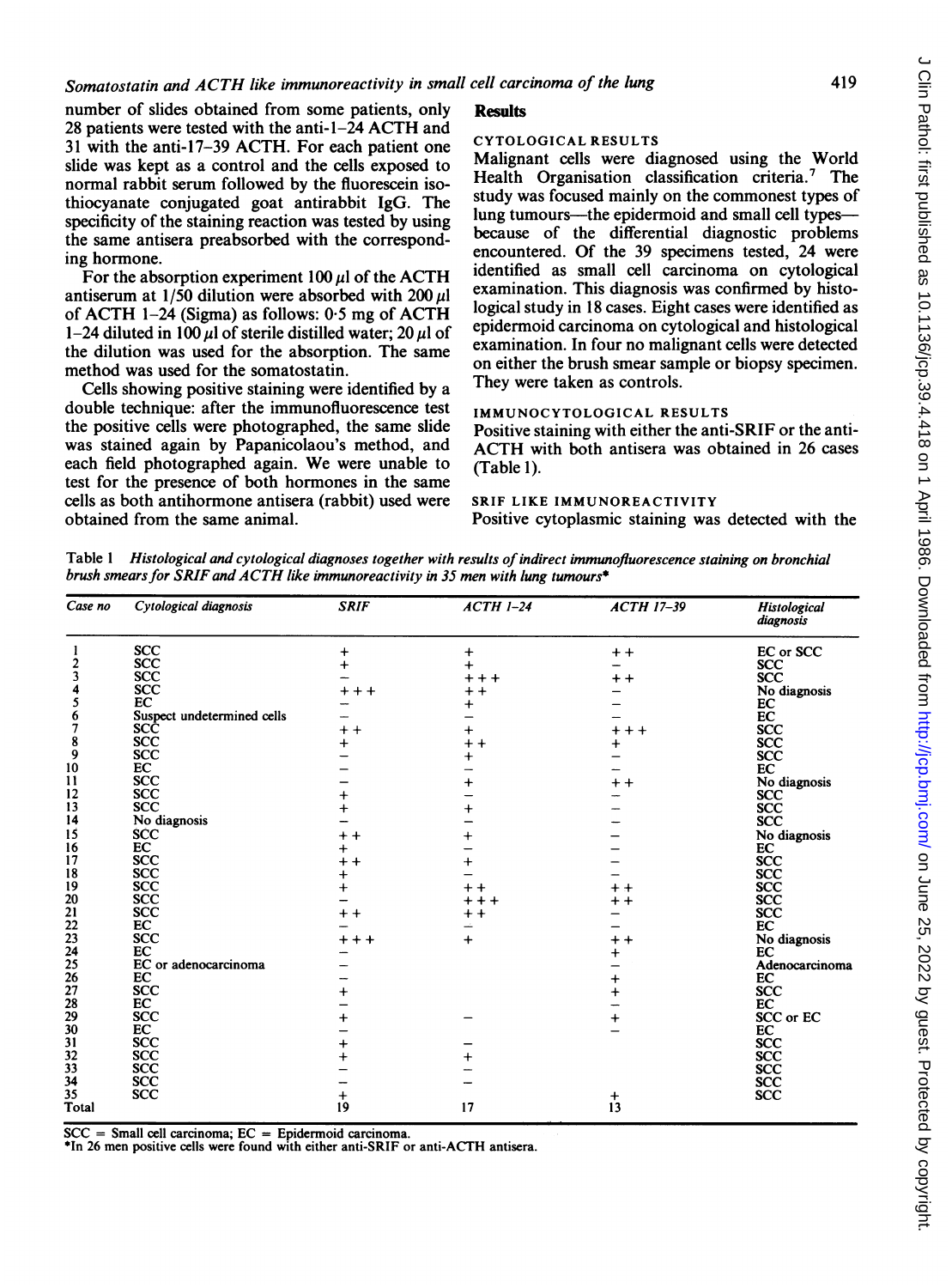number of slides obtained from some patients, only 28 patients were tested with the anti-1–24 ACTH and 31 with the anti-17–39 ACTH. For each patient one slide was kept as a control and the cells exposed to normal rabbit serum followed by the fluorescein isothiocyanate conjugated goat antirabbit IgG. The specificity of the staining reaction was tested by using the same antisera preabsorbed with the corresponding hormone.

For the absorption experiment 100 μl of the ACTH antiserum at 1/50 dilution were absorbed with 200 μl of ACTH 1–24 (Sigma) as follows: 0·5 mg of ACTH 1–24 diluted in 100 μl of sterile distilled water; 20 μl of the dilution was used for the absorption. The same method was used for the somatostatin.

Cells showing positive staining were identified by a double technique: after the immunofluorescence test the positive cells were photographed, the same slide was stained again by Papanicolaou's method, and each field photographed again. We were unable to test for the presence of both hormones in the same cells as both antihormone antisera (rabbit) used were obtained from the same animal.

## Results

### CYTOLOGICAL RESULTS

Malignant cells were diagnosed using the World Health Organisation classification criteria.[7] The study was focused mainly on the commonest types of lung tumours—the epidermoid and small cell types—because of the differential diagnostic problems encountered. Of the 39 specimens tested, 24 were identified as small cell carcinoma on cytological examination. This diagnosis was confirmed by histological study in 18 cases. Eight cases were identified as epidermoid carcinoma on cytological and histological examination. In four no malignant cells were detected on either the brush smear sample or biopsy specimen. They were taken as controls.

### IMMUNOCYTOLOGICAL RESULTS

Positive staining with either the anti-SRIF or the anti-ACTH with both antisera was obtained in 26 cases (Table 1).

### SRIF LIKE IMMUNOREACTIVITY

Positive cytoplasmic staining was detected with the

Table 1 *Histological and cytological diagnoses together with results of indirect immunofluorescence staining on bronchial brush smears for SRIF and ACTH like immunoreactivity in 35 men with lung tumours**

| Case no | Cytological diagnosis | SRIF | ACTH 1–24 | ACTH 17–39 | Histological diagnosis |
|---|---|---|---|---|---|
| 1 | SCC | + | + | ++ | EC or SCC |
| 2 | SCC | + | + | – | SCC |
| 3 | SCC | – | +++ | ++ | SCC |
| 4 | SCC | +++ | ++ | – | No diagnosis |
| 5 | EC | – | + | – | EC |
| 6 | Suspect undetermined cells | – | – | – | EC |
| 7 | SCC | ++ | + | +++ | SCC |
| 8 | SCC | + | ++ | + | SCC |
| 9 | SCC | – | + | – | SCC |
| 10 | EC | – | – | – | EC |
| 11 | SCC | – | + | ++ | No diagnosis |
| 12 | SCC | + | – | – | SCC |
| 13 | SCC | + | + | – | SCC |
| 14 | No diagnosis | – | – | – | SCC |
| 15 | SCC | ++ | + | – | No diagnosis |
| 16 | EC | + | – | – | EC |
| 17 | SCC | ++ | + | – | SCC |
| 18 | SCC | + | – | – | SCC |
| 19 | SCC | + | ++ | ++ | SCC |
| 20 | SCC | – | +++ | ++ | SCC |
| 21 | SCC | ++ | ++ | – | SCC |
| 22 | EC | – | – | – | EC |
| 23 | SCC | +++ | + | ++ | No diagnosis |
| 24 | EC | – | | + | EC |
| 25 | EC or adenocarcinoma | – | | – | Adenocarcinoma |
| 26 | EC | – | | + | EC |
| 27 | SCC | + | | + | SCC |
| 28 | EC | – | | – | EC |
| 29 | SCC | + | – | + | SCC or EC |
| 30 | EC | – | | – | EC |
| 31 | SCC | + | – | | SCC |
| 32 | SCC | + | + | | SCC |
| 33 | SCC | – | – | | SCC |
| 34 | SCC | – | – | | SCC |
| 35 | SCC | + | | + | SCC |
| Total | | 19 | 17 | 13 | |

SCC = Small cell carcinoma; EC = Epidermoid carcinoma.
*In 26 men positive cells were found with either anti-SRIF or anti-ACTH antisera.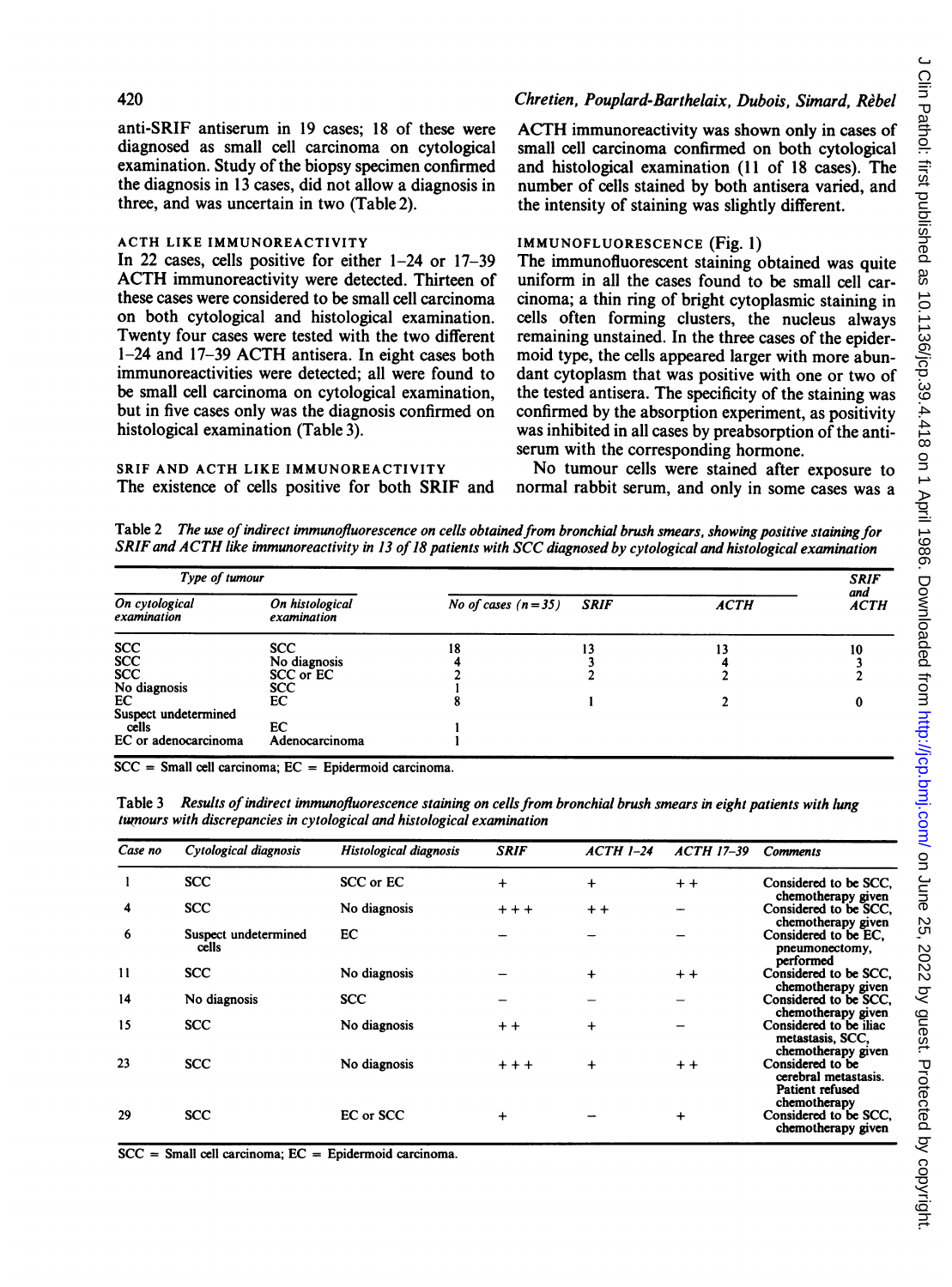anti-SRIF antiserum in 19 cases; 18 of these were diagnosed as small cell carcinoma on cytological examination. Study of the biopsy specimen confirmed the diagnosis in 13 cases, did not allow a diagnosis in three, and was uncertain in two (Table 2).

### ACTH LIKE IMMUNOREACTIVITY

In 22 cases, cells positive for either 1–24 or 17–39 ACTH immunoreactivity were detected. Thirteen of these cases were considered to be small cell carcinoma on both cytological and histological examination. Twenty four cases were tested with the two different 1–24 and 17–39 ACTH antisera. In eight cases both immunoreactivities were detected; all were found to be small cell carcinoma on cytological examination, but in five cases only was the diagnosis confirmed on histological examination (Table 3).

### SRIF AND ACTH LIKE IMMUNOREACTIVITY

The existence of cells positive for both SRIF and ACTH immunoreactivity was shown only in cases of small cell carcinoma confirmed on both cytological and histological examination (11 of 18 cases). The number of cells stained by both antisera varied, and the intensity of staining was slightly different.

### IMMUNOFLUORESCENCE (Fig. 1)

The immunofluorescent staining obtained was quite uniform in all the cases found to be small cell carcinoma; a thin ring of bright cytoplasmic staining in cells often forming clusters, the nucleus always remaining unstained. In the three cases of the epidermoid type, the cells appeared larger with more abundant cytoplasm that was positive with one or two of the tested antisera. The specificity of the staining was confirmed by the absorption experiment, as positivity was inhibited in all cases by preabsorption of the antiserum with the corresponding hormone.

No tumour cells were stained after exposure to normal rabbit serum, and only in some cases was a

Table 2 *The use of indirect immunofluorescence on cells obtained from bronchial brush smears, showing positive staining for SRIF and ACTH like immunoreactivity in 13 of 18 patients with SCC diagnosed by cytological and histological examination*

| Type of tumour | | | | | |
|---|---|---|---|---|---|
| On cytological examination | On histological examination | No of cases (n=35) | SRIF | ACTH | SRIF and ACTH |
| SCC | SCC | 18 | 13 | 13 | 10 |
| SCC | No diagnosis | 4 | 3 | 4 | 3 |
| SCC | SCC or EC | 2 | 2 | 2 | 2 |
| No diagnosis | SCC | 1 | | | |
| EC | EC | 8 | 1 | 2 | 0 |
| Suspect undetermined cells | EC | 1 | | | |
| EC or adenocarcinoma | Adenocarcinoma | 1 | | | |

SCC = Small cell carcinoma; EC = Epidermoid carcinoma.

Table 3 *Results of indirect immunofluorescence staining on cells from bronchial brush smears in eight patients with lung tumours with discrepancies in cytological and histological examination*

| Case no | Cytological diagnosis | Histological diagnosis | SRIF | ACTH 1–24 | ACTH 17–39 | Comments |
|---|---|---|---|---|---|---|
| 1 | SCC | SCC or EC | + | + | ++ | Considered to be SCC, chemotherapy given |
| 4 | SCC | No diagnosis | +++ | ++ | – | Considered to be SCC, chemotherapy given |
| 6 | Suspect undetermined cells | EC | – | – | – | Considered to be EC, pneumonectomy, performed |
| 11 | SCC | No diagnosis | – | + | ++ | Considered to be SCC, chemotherapy given |
| 14 | No diagnosis | SCC | – | – | – | Considered to be SCC, chemotherapy given |
| 15 | SCC | No diagnosis | ++ | + | – | Considered to be iliac metastasis, SCC, chemotherapy given |
| 23 | SCC | No diagnosis | +++ | + | ++ | Considered to be cerebral metastasis. Patient refused chemotherapy |
| 29 | SCC | EC or SCC | + | – | + | Considered to be SCC, chemotherapy given |

SCC = Small cell carcinoma; EC = Epidermoid carcinoma.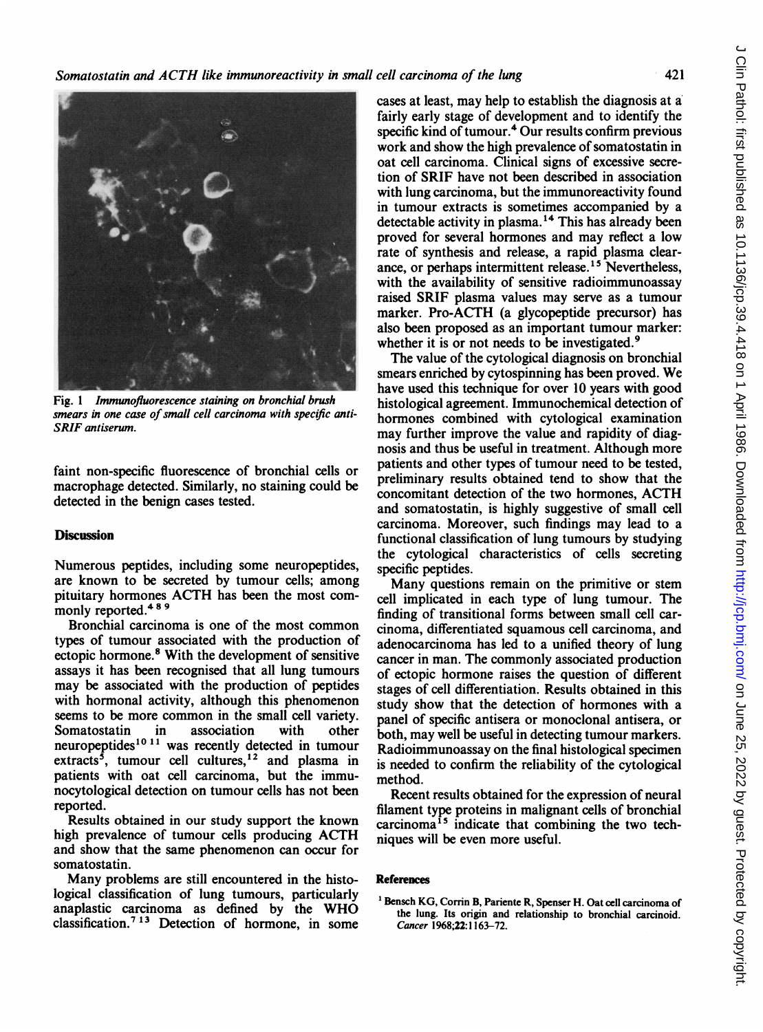Fig. 1 *Immunofluorescence staining on bronchial brush smears in one case of small cell carcinoma with specific anti-SRIF antiserum.*

faint non-specific fluorescence of bronchial cells or macrophage detected. Similarly, no staining could be detected in the benign cases tested.

## Discussion

Numerous peptides, including some neuropeptides, are known to be secreted by tumour cells; among pituitary hormones ACTH has been the most commonly reported.[4 8 9]

Bronchial carcinoma is one of the most common types of tumour associated with the production of ectopic hormone.[8] With the development of sensitive assays it has been recognised that all lung tumours may be associated with the production of peptides with hormonal activity, although this phenomenon seems to be more common in the small cell variety. Somatostatin in association with other neuropeptides[10 11] was recently detected in tumour extracts[5], tumour cell cultures,[12] and plasma in patients with oat cell carcinoma, but the immunocytological detection on tumour cells has not been reported.

Results obtained in our study support the known high prevalence of tumour cells producing ACTH and show that the same phenomenon can occur for somatostatin.

Many problems are still encountered in the histological classification of lung tumours, particularly anaplastic carcinoma as defined by the WHO classification.[7 13] Detection of hormone, in some cases at least, may help to establish the diagnosis at a fairly early stage of development and to identify the specific kind of tumour.[4] Our results confirm previous work and show the high prevalence of somatostatin in oat cell carcinoma. Clinical signs of excessive secretion of SRIF have not been described in association with lung carcinoma, but the immunoreactivity found in tumour extracts is sometimes accompanied by a detectable activity in plasma.[14] This has already been proved for several hormones and may reflect a low rate of synthesis and release, a rapid plasma clearance, or perhaps intermittent release.[15] Nevertheless, with the availability of sensitive radioimmunoassay raised SRIF plasma values may serve as a tumour marker. Pro-ACTH (a glycopeptide precursor) has also been proposed as an important tumour marker: whether it is or not needs to be investigated.[9]

The value of the cytological diagnosis on bronchial smears enriched by cytospinning has been proved. We have used this technique for over 10 years with good histological agreement. Immunochemical detection of hormones combined with cytological examination may further improve the value and rapidity of diagnosis and thus be useful in treatment. Although more patients and other types of tumour need to be tested, preliminary results obtained tend to show that the concomitant detection of the two hormones, ACTH and somatostatin, is highly suggestive of small cell carcinoma. Moreover, such findings may lead to a functional classification of lung tumours by studying the cytological characteristics of cells secreting specific peptides.

Many questions remain on the primitive or stem cell implicated in each type of lung tumour. The finding of transitional forms between small cell carcinoma, differentiated squamous cell carcinoma, and adenocarcinoma has led to a unified theory of lung cancer in man. The commonly associated production of ectopic hormone raises the question of different stages of cell differentiation. Results obtained in this study show that the detection of hormones with a panel of specific antisera or monoclonal antisera, or both, may well be useful in detecting tumour markers. Radioimmunoassay on the final histological specimen is needed to confirm the reliability of the cytological method.

Recent results obtained for the expression of neural filament type proteins in malignant cells of bronchial carcinoma[15] indicate that combining the two techniques will be even more useful.

## References

1. Bensch KG, Corrin B, Pariente R, Spenser H. Oat cell carcinoma of the lung. Its origin and relationship to bronchial carcinoid. *Cancer* 1968;**22**:1163–72.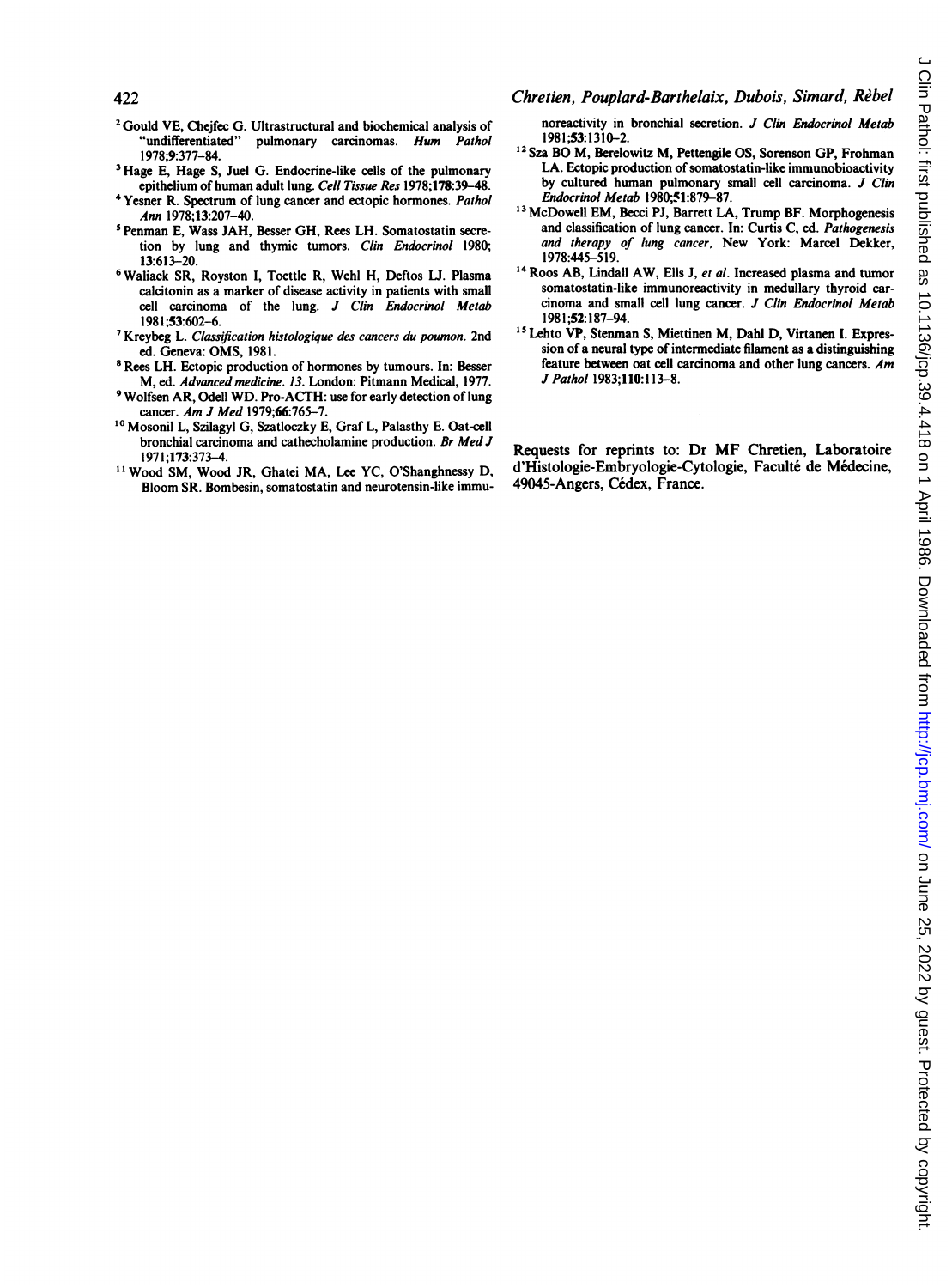[2] Gould VE, Chejfec G. Ultrastructural and biochemical analysis of "undifferentiated" pulmonary carcinomas. *Hum Pathol* 1978;**9**:377–84.

[3] Hage E, Hage S, Juel G. Endocrine-like cells of the pulmonary epithelium of human adult lung. *Cell Tissue Res* 1978;**178**:39–48.

[4] Yesner R. Spectrum of lung cancer and ectopic hormones. *Pathol Ann* 1978;**13**:207–40.

[5] Penman E, Wass JAH, Besser GH, Rees LH. Somatostatin secretion by lung and thymic tumors. *Clin Endocrinol* 1980; **13**:613–20.

[6] Waliack SR, Royston I, Toettle R, Wehl H, Deftos LJ. Plasma calcitonin as a marker of disease activity in patients with small cell carcinoma of the lung. *J Clin Endocrinol Metab* 1981;**53**:602–6.

[7] Kreybeg L. *Classification histologique des cancers du poumon*. 2nd ed. Geneva: OMS, 1981.

[8] Rees LH. Ectopic production of hormones by tumours. In: Besser M, ed. *Advanced medicine. 13*. London: Pitmann Medical, 1977.

[9] Wolfsen AR, Odell WD. Pro-ACTH: use for early detection of lung cancer. *Am J Med* 1979;**66**:765–7.

[10] Mosonil L, Szilagyl G, Szatloczky E, Graf L, Palasthy E. Oat-cell bronchial carcinoma and cathecholamine production. *Br Med J* 1971;**173**:373–4.

[11] Wood SM, Wood JR, Ghatei MA, Lee YC, O'Shanghnessy D, Bloom SR. Bombesin, somatostatin and neurotensin-like immunoreactivity in bronchial secretion. *J Clin Endocrinol Metab* 1981;**53**:1310–2.

[12] Sza BO M, Berelowitz M, Pettengile OS, Sorenson GP, Frohman LA. Ectopic production of somatostatin-like immunobioactivity by cultured human pulmonary small cell carcinoma. *J Clin Endocrinol Metab* 1980;**51**:879–87.

[13] McDowell EM, Becci PJ, Barrett LA, Trump BF. Morphogenesis and classification of lung cancer. In: Curtis C, ed. *Pathogenesis and therapy of lung cancer*, New York: Marcel Dekker, 1978:445–519.

[14] Roos AB, Lindall AW, Ells J, *et al*. Increased plasma and tumor somatostatin-like immunoreactivity in medullary thyroid carcinoma and small cell lung cancer. *J Clin Endocrinol Metab* 1981;**52**:187–94.

[15] Lehto VP, Stenman S, Miettinen M, Dahl D, Virtanen I. Expression of a neural type of intermediate filament as a distinguishing feature between oat cell carcinoma and other lung cancers. *Am J Pathol* 1983;**110**:113–8.

Requests for reprints to: Dr MF Chretien, Laboratoire d'Histologie-Embryologie-Cytologie, Faculté de Médecine, 49045-Angers, Cédex, France.